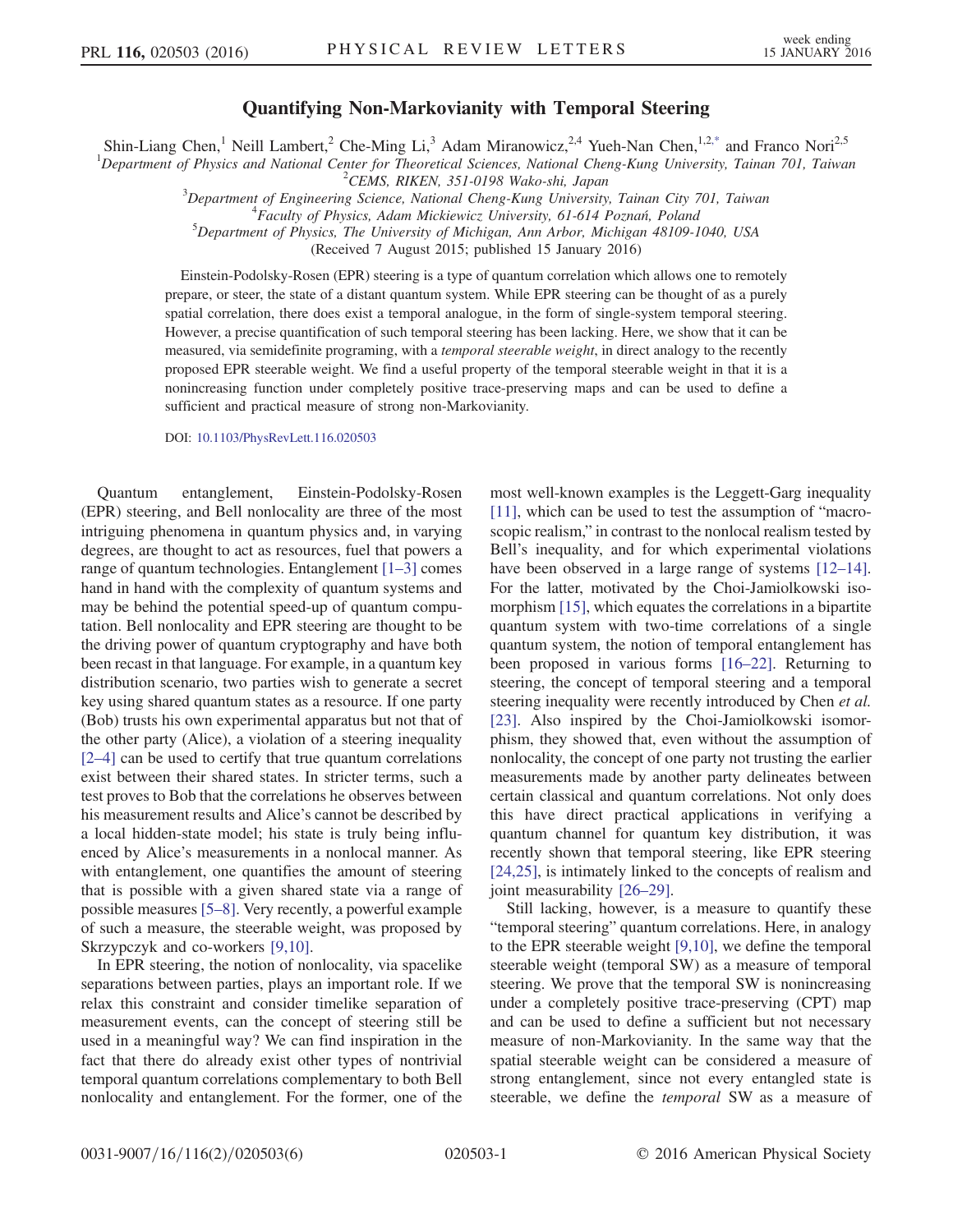# Quantifying Non-Markovianity with Temporal Steering

Shin-Liang Chen,[1] Neill Lambert,[2] Che-Ming Li,[3] Adam Miranowicz,[2,4] Yueh-Nan Chen,[1,2,*] and Franco Nori[2,5]

[1]Department of Physics and National Center for Theoretical Sciences, National Cheng-Kung University, Tainan 701, Taiwan
[2]CEMS, RIKEN, 351-0198 Wako-shi, Japan
[3]Department of Engineering Science, National Cheng-Kung University, Tainan City 701, Taiwan
[4]Faculty of Physics, Adam Mickiewicz University, 61-614 Poznań, Poland
[5]Department of Physics, The University of Michigan, Ann Arbor, Michigan 48109-1040, USA

(Received 7 August 2015; published 15 January 2016)

Einstein-Podolsky-Rosen (EPR) steering is a type of quantum correlation which allows one to remotely prepare, or steer, the state of a distant quantum system. While EPR steering can be thought of as a purely spatial correlation, there does exist a temporal analogue, in the form of single-system temporal steering. However, a precise quantification of such temporal steering has been lacking. Here, we show that it can be measured, via semidefinite programing, with a *temporal steerable weight*, in direct analogy to the recently proposed EPR steerable weight. We find a useful property of the temporal steerable weight in that it is a nonincreasing function under completely positive trace-preserving maps and can be used to define a sufficient and practical measure of strong non-Markovianity.

DOI: 10.1103/PhysRevLett.116.020503

Quantum entanglement, Einstein-Podolsky-Rosen (EPR) steering, and Bell nonlocality are three of the most intriguing phenomena in quantum physics and, in varying degrees, are thought to act as resources, fuel that powers a range of quantum technologies. Entanglement [1–3] comes hand in hand with the complexity of quantum systems and may be behind the potential speed-up of quantum computation. Bell nonlocality and EPR steering are thought to be the driving power of quantum cryptography and have both been recast in that language. For example, in a quantum key distribution scenario, two parties wish to generate a secret key using shared quantum states as a resource. If one party (Bob) trusts his own experimental apparatus but not that of the other party (Alice), a violation of a steering inequality [2–4] can be used to certify that true quantum correlations exist between their shared states. In stricter terms, such a test proves to Bob that the correlations he observes between his measurement results and Alice's cannot be described by a local hidden-state model; his state is truly being influenced by Alice's measurements in a nonlocal manner. As with entanglement, one quantifies the amount of steering that is possible with a given shared state via a range of possible measures [5–8]. Very recently, a powerful example of such a measure, the steerable weight, was proposed by Skrzypczyk and co-workers [9,10].

In EPR steering, the notion of nonlocality, via spacelike separations between parties, plays an important role. If we relax this constraint and consider timelike separation of measurement events, can the concept of steering still be used in a meaningful way? We can find inspiration in the fact that there do already exist other types of nontrivial temporal quantum correlations complementary to both Bell nonlocality and entanglement. For the former, one of the most well-known examples is the Leggett-Garg inequality [11], which can be used to test the assumption of "macroscopic realism," in contrast to the nonlocal realism tested by Bell's inequality, and for which experimental violations have been observed in a large range of systems [12–14]. For the latter, motivated by the Choi-Jamiolkowski isomorphism [15], which equates the correlations in a bipartite quantum system with two-time correlations of a single quantum system, the notion of temporal entanglement has been proposed in various forms [16–22]. Returning to steering, the concept of temporal steering and a temporal steering inequality were recently introduced by Chen *et al.* [23]. Also inspired by the Choi-Jamiolkowski isomorphism, they showed that, even without the assumption of nonlocality, the concept of one party not trusting the earlier measurements made by another party delineates between certain classical and quantum correlations. Not only does this have direct practical applications in verifying a quantum channel for quantum key distribution, it was recently shown that temporal steering, like EPR steering [24,25], is intimately linked to the concepts of realism and joint measurability [26–29].

Still lacking, however, is a measure to quantify these "temporal steering" quantum correlations. Here, in analogy to the EPR steerable weight [9,10], we define the temporal steerable weight (temporal SW) as a measure of temporal steering. We prove that the temporal SW is nonincreasing under a completely positive trace-preserving (CPT) map and can be used to define a sufficient but not necessary measure of non-Markovianity. In the same way that the spatial steerable weight can be considered a measure of strong entanglement, since not every entangled state is steerable, we define the *temporal* SW as a measure of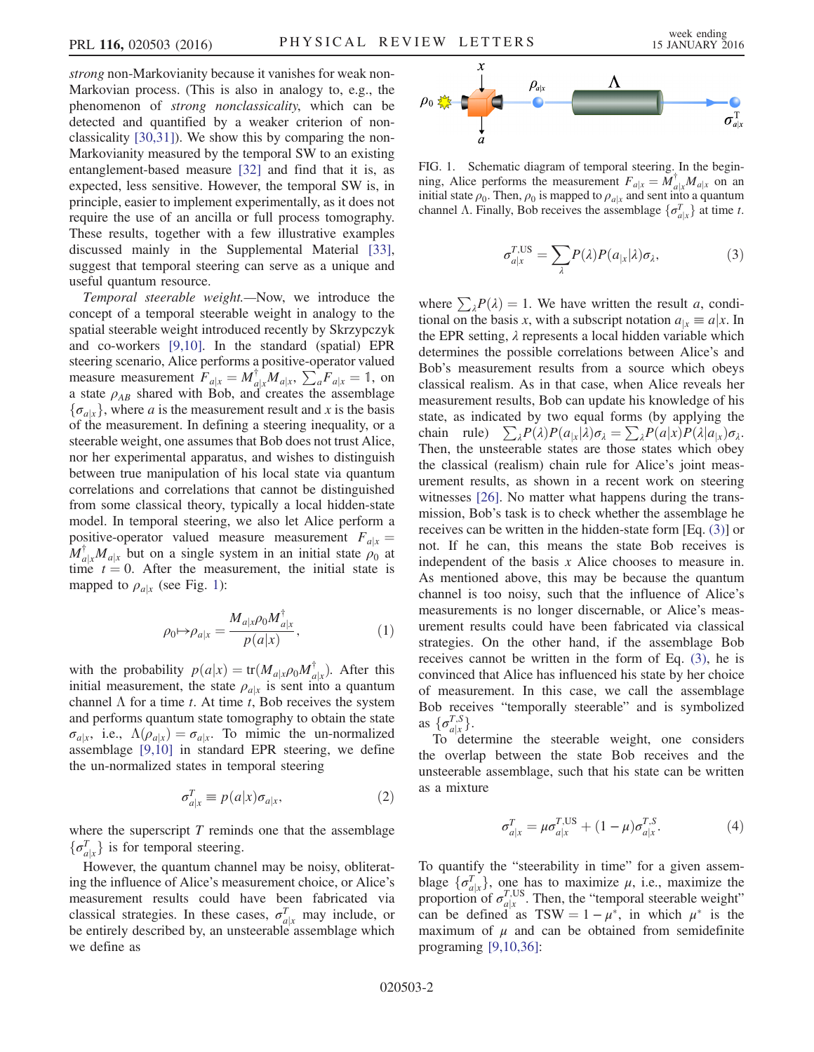*strong* non-Markovianity because it vanishes for weak non-Markovian process. (This is also in analogy to, e.g., the phenomenon of *strong nonclassicality*, which can be detected and quantified by a weaker criterion of nonclassicality [30,31]). We show this by comparing the non-Markovianity measured by the temporal SW to an existing entanglement-based measure [32] and find that it is, as expected, less sensitive. However, the temporal SW is, in principle, easier to implement experimentally, as it does not require the use of an ancilla or full process tomography. These results, together with a few illustrative examples discussed mainly in the Supplemental Material [33], suggest that temporal steering can serve as a unique and useful quantum resource.

*Temporal steerable weight.*—Now, we introduce the concept of a temporal steerable weight in analogy to the spatial steerable weight introduced recently by Skrzypczyk and co-workers [9,10]. In the standard (spatial) EPR steering scenario, Alice performs a positive-operator valued measure measurement $F_{a|x} = M^{\dagger}_{a|x}M_{a|x}$, $\sum_a F_{a|x} = \mathbb{1}$, on a state $\rho_{AB}$ shared with Bob, and creates the assemblage $\{\sigma_{a|x}\}$, where $a$ is the measurement result and $x$ is the basis of the measurement. In defining a steering inequality, or a steerable weight, one assumes that Bob does not trust Alice, nor her experimental apparatus, and wishes to distinguish between true manipulation of his local state via quantum correlations and correlations that cannot be distinguished from some classical theory, typically a local hidden-state model. In temporal steering, we also let Alice perform a positive-operator valued measure measurement $F_{a|x} = M^{\dagger}_{a|x}M_{a|x}$ but on a single system in an initial state $\rho_0$ at time $t = 0$. After the measurement, the initial state is mapped to $\rho_{a|x}$ (see Fig. 1):

$$\rho_0 \mapsto \rho_{a|x} = \frac{M_{a|x}\rho_0 M^{\dagger}_{a|x}}{p(a|x)}, \tag{1}$$

with the probability $p(a|x) = \mathrm{tr}(M_{a|x}\rho_0 M^{\dagger}_{a|x})$. After this initial measurement, the state $\rho_{a|x}$ is sent into a quantum channel $\Lambda$ for a time $t$. At time $t$, Bob receives the system and performs quantum state tomography to obtain the state $\sigma_{a|x}$, i.e., $\Lambda(\rho_{a|x}) = \sigma_{a|x}$. To mimic the un-normalized assemblage [9,10] in standard EPR steering, we define the un-normalized states in temporal steering

$$\sigma^{T}_{a|x} \equiv p(a|x)\sigma_{a|x}, \tag{2}$$

where the superscript $T$ reminds one that the assemblage $\{\sigma^{T}_{a|x}\}$ is for temporal steering.

However, the quantum channel may be noisy, obliterating the influence of Alice's measurement choice, or Alice's measurement results could have been fabricated via classical strategies. In these cases, $\sigma^{T}_{a|x}$ may include, or be entirely described by, an unsteerable assemblage which we define as

FIG. 1. Schematic diagram of temporal steering. In the beginning, Alice performs the measurement $F_{a|x} = M^{\dagger}_{a|x}M_{a|x}$ on an initial state $\rho_0$. Then, $\rho_0$ is mapped to $\rho_{a|x}$ and sent into a quantum channel $\Lambda$. Finally, Bob receives the assemblage $\{\sigma^{T}_{a|x}\}$ at time $t$.

$$\sigma^{T,\mathrm{US}}_{a|x} = \sum_{\lambda} P(\lambda)P(a_{|x}|\lambda)\sigma_{\lambda}, \tag{3}$$

where $\sum_{\lambda} P(\lambda) = 1$. We have written the result $a$, conditional on the basis $x$, with a subscript notation $a_{|x} \equiv a|x$. In the EPR setting, $\lambda$ represents a local hidden variable which determines the possible correlations between Alice's and Bob's measurement results from a source which obeys classical realism. As in that case, when Alice reveals her measurement results, Bob can update his knowledge of his state, as indicated by two equal forms (by applying the chain rule) $\sum_{\lambda} P(\lambda)P(a_{|x}|\lambda)\sigma_{\lambda} = \sum_{\lambda} P(a|x)P(\lambda|a_{|x})\sigma_{\lambda}$. Then, the unsteerable states are those states which obey the classical (realism) chain rule for Alice's joint measurement results, as shown in a recent work on steering witnesses [26]. No matter what happens during the transmission, Bob's task is to check whether the assemblage he receives can be written in the hidden-state form [Eq. (3)] or not. If he can, this means the state Bob receives is independent of the basis $x$ Alice chooses to measure in. As mentioned above, this may be because the quantum channel is too noisy, such that the influence of Alice's measurements is no longer discernable, or Alice's measurement results could have been fabricated via classical strategies. On the other hand, if the assemblage Bob receives cannot be written in the form of Eq. (3), he is convinced that Alice has influenced his state by her choice of measurement. In this case, we call the assemblage Bob receives "temporally steerable" and is symbolized as $\{\sigma^{T,S}_{a|x}\}$.

To determine the steerable weight, one considers the overlap between the state Bob receives and the unsteerable assemblage, such that his state can be written as a mixture

$$\sigma^{T}_{a|x} = \mu\sigma^{T,\mathrm{US}}_{a|x} + (1-\mu)\sigma^{T,S}_{a|x}. \tag{4}$$

To quantify the "steerability in time" for a given assemblage $\{\sigma^{T}_{a|x}\}$, one has to maximize $\mu$, i.e., maximize the proportion of $\sigma^{T,\mathrm{US}}_{a|x}$. Then, the "temporal steerable weight" can be defined as $\mathrm{TSW} = 1 - \mu^{*}$, in which $\mu^{*}$ is the maximum of $\mu$ and can be obtained from semidefinite programing [9,10,36]: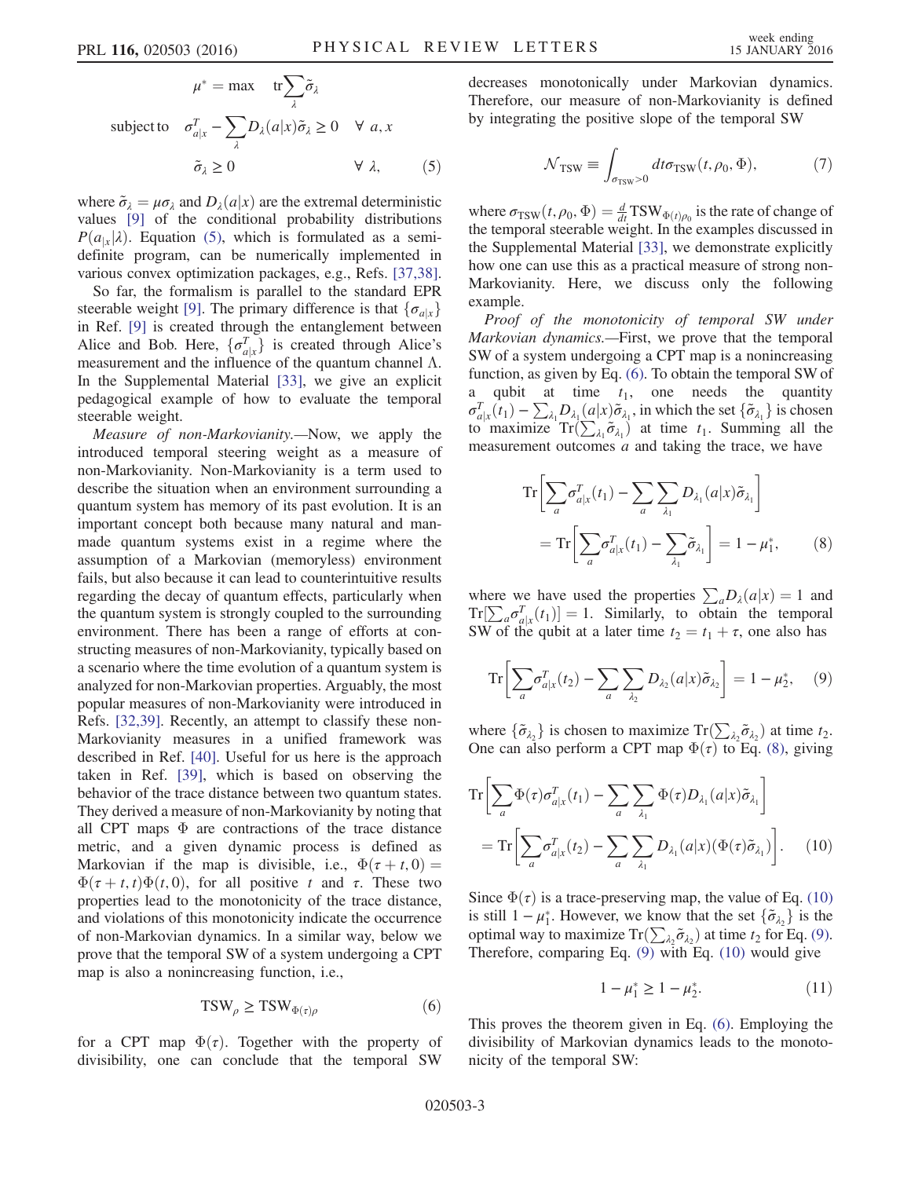$$\mu^* = \max \quad \mathrm{tr}\sum_\lambda \tilde{\sigma}_\lambda$$

$$\text{subject to} \quad \sigma^T_{a|x} - \sum_\lambda D_\lambda(a|x)\tilde{\sigma}_\lambda \geq 0 \quad \forall\ a, x$$

$$\tilde{\sigma}_\lambda \geq 0 \qquad\qquad \forall\ \lambda, \tag{5}$$

where $\tilde{\sigma}_\lambda = \mu\sigma_\lambda$ and $D_\lambda(a|x)$ are the extremal deterministic values [9] of the conditional probability distributions $P(a_{|x}|\lambda)$. Equation (5), which is formulated as a semidefinite program, can be numerically implemented in various convex optimization packages, e.g., Refs. [37,38].

So far, the formalism is parallel to the standard EPR steerable weight [9]. The primary difference is that $\{\sigma_{a|x}\}$ in Ref. [9] is created through the entanglement between Alice and Bob. Here, $\{\sigma^T_{a|x}\}$ is created through Alice's measurement and the influence of the quantum channel $\Lambda$. In the Supplemental Material [33], we give an explicit pedagogical example of how to evaluate the temporal steerable weight.

*Measure of non-Markovianity.*—Now, we apply the introduced temporal steering weight as a measure of non-Markovianity. Non-Markovianity is a term used to describe the situation when an environment surrounding a quantum system has memory of its past evolution. It is an important concept both because many natural and man-made quantum systems exist in a regime where the assumption of a Markovian (memoryless) environment fails, but also because it can lead to counterintuitive results regarding the decay of quantum effects, particularly when the quantum system is strongly coupled to the surrounding environment. There has been a range of efforts at constructing measures of non-Markovianity, typically based on a scenario where the time evolution of a quantum system is analyzed for non-Markovian properties. Arguably, the most popular measures of non-Markovianity were introduced in Refs. [32,39]. Recently, an attempt to classify these non-Markovianity measures in a unified framework was described in Ref. [40]. Useful for us here is the approach taken in Ref. [39], which is based on observing the behavior of the trace distance between two quantum states. They derived a measure of non-Markovianity by noting that all CPT maps $\Phi$ are contractions of the trace distance metric, and a given dynamic process is defined as Markovian if the map is divisible, i.e., $\Phi(\tau + t, 0) = \Phi(\tau + t, t)\Phi(t, 0)$, for all positive $t$ and $\tau$. These two properties lead to the monotonicity of the trace distance, and violations of this monotonicity indicate the occurrence of non-Markovian dynamics. In a similar way, below we prove that the temporal SW of a system undergoing a CPT map is also a nonincreasing function, i.e.,

$$\mathrm{TSW}_\rho \geq \mathrm{TSW}_{\Phi(\tau)\rho} \tag{6}$$

for a CPT map $\Phi(\tau)$. Together with the property of divisibility, one can conclude that the temporal SW decreases monotonically under Markovian dynamics. Therefore, our measure of non-Markovianity is defined by integrating the positive slope of the temporal SW

$$\mathcal{N}_{\mathrm{TSW}} \equiv \int_{\sigma_{\mathrm{TSW}}>0} dt\sigma_{\mathrm{TSW}}(t, \rho_0, \Phi), \tag{7}$$

where $\sigma_{\mathrm{TSW}}(t, \rho_0, \Phi) = \frac{d}{dt}\mathrm{TSW}_{\Phi(t)\rho_0}$ is the rate of change of the temporal steerable weight. In the examples discussed in the Supplemental Material [33], we demonstrate explicitly how one can use this as a practical measure of strong non-Markovianity. Here, we discuss only the following example.

*Proof of the monotonicity of temporal SW under Markovian dynamics.*—First, we prove that the temporal SW of a system undergoing a CPT map is a nonincreasing function, as given by Eq. (6). To obtain the temporal SW of a qubit at time $t_1$, one needs the quantity $\sigma^T_{a|x}(t_1) - \sum_{\lambda_1} D_{\lambda_1}(a|x)\tilde{\sigma}_{\lambda_1}$, in which the set $\{\tilde{\sigma}_{\lambda_1}\}$ is chosen to maximize $\mathrm{Tr}(\sum_{\lambda_1}\tilde{\sigma}_{\lambda_1})$ at time $t_1$. Summing all the measurement outcomes $a$ and taking the trace, we have

$$\begin{aligned}
&\mathrm{Tr}\left[\sum_a \sigma^T_{a|x}(t_1) - \sum_a\sum_{\lambda_1} D_{\lambda_1}(a|x)\tilde{\sigma}_{\lambda_1}\right] \\
&\quad = \mathrm{Tr}\left[\sum_a \sigma^T_{a|x}(t_1) - \sum_{\lambda_1}\tilde{\sigma}_{\lambda_1}\right] = 1 - \mu_1^*,
\end{aligned} \tag{8}$$

where we have used the properties $\sum_a D_\lambda(a|x) = 1$ and $\mathrm{Tr}[\sum_a \sigma^T_{a|x}(t_1)] = 1$. Similarly, to obtain the temporal SW of the qubit at a later time $t_2 = t_1 + \tau$, one also has

$$\mathrm{Tr}\left[\sum_a \sigma^T_{a|x}(t_2) - \sum_a\sum_{\lambda_2} D_{\lambda_2}(a|x)\tilde{\sigma}_{\lambda_2}\right] = 1 - \mu_2^*, \tag{9}$$

where $\{\tilde{\sigma}_{\lambda_2}\}$ is chosen to maximize $\mathrm{Tr}(\sum_{\lambda_2}\tilde{\sigma}_{\lambda_2})$ at time $t_2$. One can also perform a CPT map $\Phi(\tau)$ to Eq. (8), giving

$$\begin{aligned}
&\mathrm{Tr}\left[\sum_a \Phi(\tau)\sigma^T_{a|x}(t_1) - \sum_a\sum_{\lambda_1}\Phi(\tau)D_{\lambda_1}(a|x)\tilde{\sigma}_{\lambda_1}\right] \\
&\quad = \mathrm{Tr}\left[\sum_a \sigma^T_{a|x}(t_2) - \sum_a\sum_{\lambda_1} D_{\lambda_1}(a|x)(\Phi(\tau)\tilde{\sigma}_{\lambda_1})\right].
\end{aligned} \tag{10}$$

Since $\Phi(\tau)$ is a trace-preserving map, the value of Eq. (10) is still $1 - \mu_1^*$. However, we know that the set $\{\tilde{\sigma}_{\lambda_2}\}$ is the optimal way to maximize $\mathrm{Tr}(\sum_{\lambda_2}\tilde{\sigma}_{\lambda_2})$ at time $t_2$ for Eq. (9). Therefore, comparing Eq. (9) with Eq. (10) would give

$$1 - \mu_1^* \geq 1 - \mu_2^*. \tag{11}$$

This proves the theorem given in Eq. (6). Employing the divisibility of Markovian dynamics leads to the monotonicity of the temporal SW: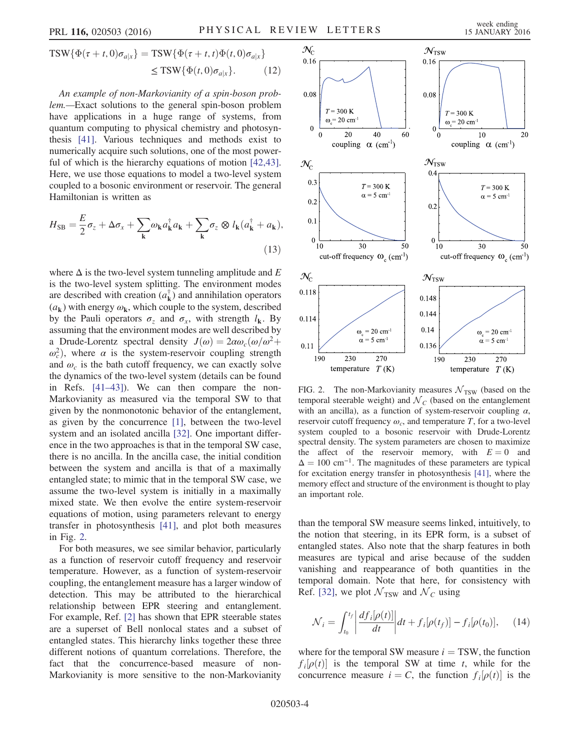$$\mathrm{TSW}\{\Phi(\tau+t,0)\sigma_{a|x}\} = \mathrm{TSW}\{\Phi(\tau+t,t)\Phi(t,0)\sigma_{a|x}\}$$
$$\leq \mathrm{TSW}\{\Phi(t,0)\sigma_{a|x}\}. \qquad (12)$$

*An example of non-Markovianity of a spin-boson problem.*—Exact solutions to the general spin-boson problem have applications in a huge range of systems, from quantum computing to physical chemistry and photosynthesis [41]. Various techniques and methods exist to numerically acquire such solutions, one of the most powerful of which is the hierarchy equations of motion [42,43]. Here, we use those equations to model a two-level system coupled to a bosonic environment or reservoir. The general Hamiltonian is written as

$$H_{\mathrm{SB}} = \frac{E}{2}\sigma_z + \Delta\sigma_x + \sum_{\mathbf{k}}\omega_{\mathbf{k}} a_{\mathbf{k}}^{\dagger} a_{\mathbf{k}} + \sum_{\mathbf{k}}\sigma_z \otimes l_{\mathbf{k}}(a_{\mathbf{k}}^{\dagger} + a_{\mathbf{k}}), \qquad (13)$$

where $\Delta$ is the two-level system tunneling amplitude and $E$ is the two-level system splitting. The environment modes are described with creation ($a_{\mathbf{k}}^{\dagger}$) and annihilation operators ($a_{\mathbf{k}}$) with energy $\omega_{\mathbf{k}}$, which couple to the system, described by the Pauli operators $\sigma_z$ and $\sigma_x$, with strength $l_{\mathbf{k}}$. By assuming that the environment modes are well described by a Drude-Lorentz spectral density $J(\omega) = 2\alpha\omega_c(\omega/\omega^2 + \omega_c^2)$, where $\alpha$ is the system-reservoir coupling strength and $\omega_c$ is the bath cutoff frequency, we can exactly solve the dynamics of the two-level system (details can be found in Refs. [41–43]). We can then compare the non-Markovianity as measured via the temporal SW to that given by the nonmonotonic behavior of the entanglement, as given by the concurrence [1], between the two-level system and an isolated ancilla [32]. One important difference in the two approaches is that in the temporal SW case, there is no ancilla. In the ancilla case, the initial condition between the system and ancilla is that of a maximally entangled state; to mimic that in the temporal SW case, we assume the two-level system is initially in a maximally mixed state. We then evolve the entire system-reservoir equations of motion, using parameters relevant to energy transfer in photosynthesis [41], and plot both measures in Fig. 2.

FIG. 2. The non-Markovianity measures $\mathcal{N}_{\mathrm{TSW}}$ (based on the temporal steerable weight) and $\mathcal{N}_C$ (based on the entanglement with an ancilla), as a function of system-reservoir coupling $\alpha$, reservoir cutoff frequency $\omega_c$, and temperature $T$, for a two-level system coupled to a bosonic reservoir with Drude-Lorentz spectral density. The system parameters are chosen to maximize the affect of the reservoir memory, with $E = 0$ and $\Delta = 100\ \mathrm{cm}^{-1}$. The magnitudes of these parameters are typical for excitation energy transfer in photosynthesis [41], where the memory effect and structure of the environment is thought to play an important role.

For both measures, we see similar behavior, particularly as a function of reservoir cutoff frequency and reservoir temperature. However, as a function of system-reservoir coupling, the entanglement measure has a larger window of detection. This may be attributed to the hierarchical relationship between EPR steering and entanglement. For example, Ref. [2] has shown that EPR steerable states are a superset of Bell nonlocal states and a subset of entangled states. This hierarchy links together these three different notions of quantum correlations. Therefore, the fact that the concurrence-based measure of non-Markovianity is more sensitive to the non-Markovianity than the temporal SW measure seems linked, intuitively, to the notion that steering, in its EPR form, is a subset of entangled states. Also note that the sharp features in both measures are typical and arise because of the sudden vanishing and reappearance of both quantities in the temporal domain. Note that here, for consistency with Ref. [32], we plot $\mathcal{N}_{\mathrm{TSW}}$ and $\mathcal{N}_C$ using

$$\mathcal{N}_i = \int_{t_0}^{t_f} \left|\frac{df_i[\rho(t)]}{dt}\right| dt + f_i[\rho(t_f)] - f_i[\rho(t_0)], \qquad (14)$$

where for the temporal SW measure $i = \mathrm{TSW}$, the function $f_i[\rho(t)]$ is the temporal SW at time $t$, while for the concurrence measure $i = C$, the function $f_i[\rho(t)]$ is the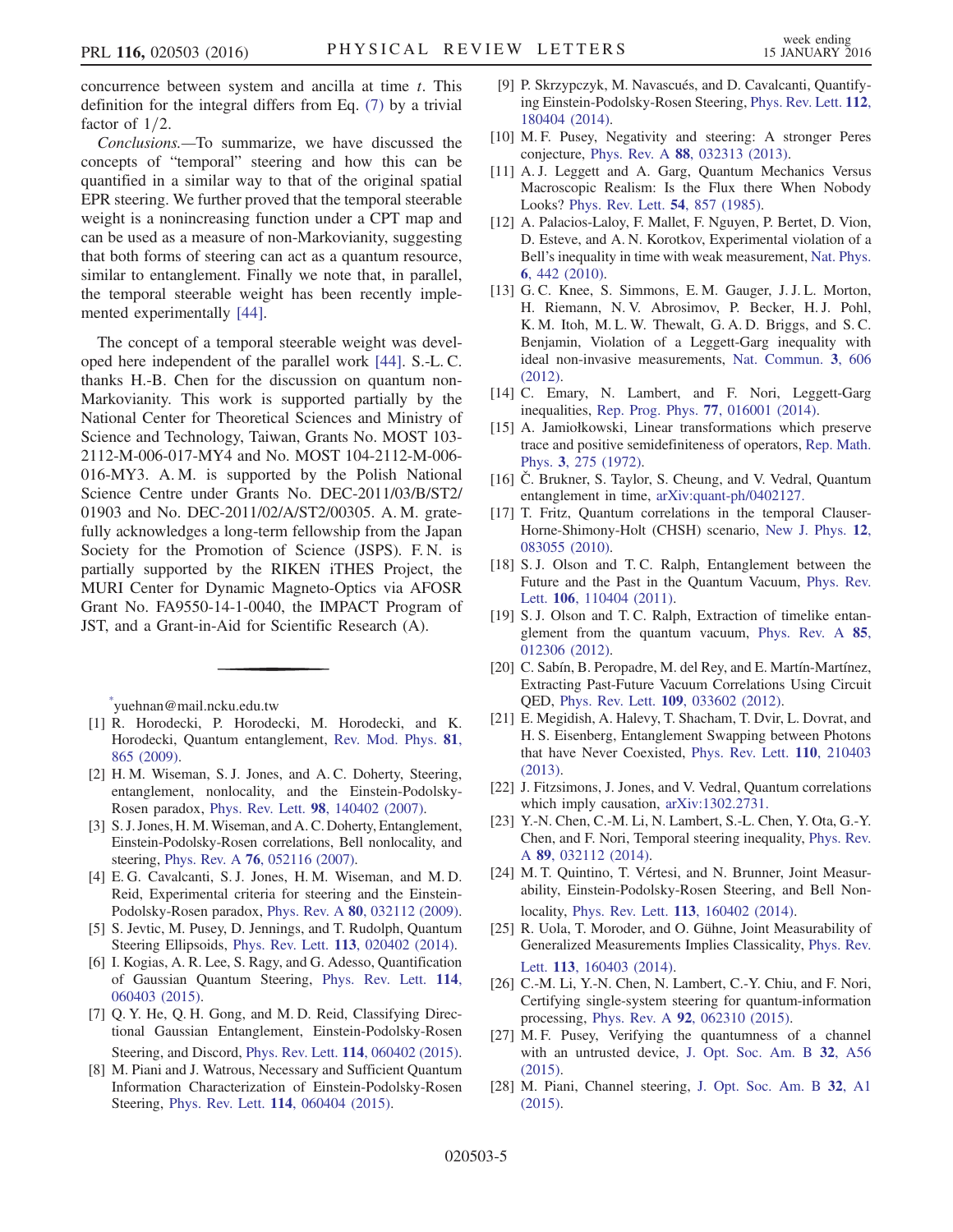concurrence between system and ancilla at time $t$. This definition for the integral differs from Eq. (7) by a trivial factor of $1/2$.

*Conclusions.*—To summarize, we have discussed the concepts of "temporal" steering and how this can be quantified in a similar way to that of the original spatial EPR steering. We further proved that the temporal steerable weight is a nonincreasing function under a CPT map and can be used as a measure of non-Markovianity, suggesting that both forms of steering can act as a quantum resource, similar to entanglement. Finally we note that, in parallel, the temporal steerable weight has been recently implemented experimentally [44].

The concept of a temporal steerable weight was developed here independent of the parallel work [44]. S.-L. C. thanks H.-B. Chen for the discussion on quantum non-Markovianity. This work is supported partially by the National Center for Theoretical Sciences and Ministry of Science and Technology, Taiwan, Grants No. MOST 103-2112-M-006-017-MY4 and No. MOST 104-2112-M-006-016-MY3. A. M. is supported by the Polish National Science Centre under Grants No. DEC-2011/03/B/ST2/01903 and No. DEC-2011/02/A/ST2/00305. A. M. gratefully acknowledges a long-term fellowship from the Japan Society for the Promotion of Science (JSPS). F. N. is partially supported by the RIKEN iTHES Project, the MURI Center for Dynamic Magneto-Optics via AFOSR Grant No. FA9550-14-1-0040, the IMPACT Program of JST, and a Grant-in-Aid for Scientific Research (A).

---

[*] yuehnan@mail.ncku.edu.tw

[1] R. Horodecki, P. Horodecki, M. Horodecki, and K. Horodecki, Quantum entanglement, Rev. Mod. Phys. **81**, 865 (2009).

[2] H. M. Wiseman, S. J. Jones, and A. C. Doherty, Steering, entanglement, nonlocality, and the Einstein-Podolsky-Rosen paradox, Phys. Rev. Lett. **98**, 140402 (2007).

[3] S. J. Jones, H. M. Wiseman, and A. C. Doherty, Entanglement, Einstein-Podolsky-Rosen correlations, Bell nonlocality, and steering, Phys. Rev. A **76**, 052116 (2007).

[4] E. G. Cavalcanti, S. J. Jones, H. M. Wiseman, and M. D. Reid, Experimental criteria for steering and the Einstein-Podolsky-Rosen paradox, Phys. Rev. A **80**, 032112 (2009).

[5] S. Jevtic, M. Pusey, D. Jennings, and T. Rudolph, Quantum Steering Ellipsoids, Phys. Rev. Lett. **113**, 020402 (2014).

[6] I. Kogias, A. R. Lee, S. Ragy, and G. Adesso, Quantification of Gaussian Quantum Steering, Phys. Rev. Lett. **114**, 060403 (2015).

[7] Q. Y. He, Q. H. Gong, and M. D. Reid, Classifying Directional Gaussian Entanglement, Einstein-Podolsky-Rosen Steering, and Discord, Phys. Rev. Lett. **114**, 060402 (2015).

[8] M. Piani and J. Watrous, Necessary and Sufficient Quantum Information Characterization of Einstein-Podolsky-Rosen Steering, Phys. Rev. Lett. **114**, 060404 (2015).

[9] P. Skrzypczyk, M. Navascués, and D. Cavalcanti, Quantifying Einstein-Podolsky-Rosen Steering, Phys. Rev. Lett. **112**, 180404 (2014).

[10] M. F. Pusey, Negativity and steering: A stronger Peres conjecture, Phys. Rev. A **88**, 032313 (2013).

[11] A. J. Leggett and A. Garg, Quantum Mechanics Versus Macroscopic Realism: Is the Flux there When Nobody Looks? Phys. Rev. Lett. **54**, 857 (1985).

[12] A. Palacios-Laloy, F. Mallet, F. Nguyen, P. Bertet, D. Vion, D. Esteve, and A. N. Korotkov, Experimental violation of a Bell's inequality in time with weak measurement, Nat. Phys. **6**, 442 (2010).

[13] G. C. Knee, S. Simmons, E. M. Gauger, J. J. L. Morton, H. Riemann, N. V. Abrosimov, P. Becker, H. J. Pohl, K. M. Itoh, M. L. W. Thewalt, G. A. D. Briggs, and S. C. Benjamin, Violation of a Leggett-Garg inequality with ideal non-invasive measurements, Nat. Commun. **3**, 606 (2012).

[14] C. Emary, N. Lambert, and F. Nori, Leggett-Garg inequalities, Rep. Prog. Phys. **77**, 016001 (2014).

[15] A. Jamiołkowski, Linear transformations which preserve trace and positive semidefiniteness of operators, Rep. Math. Phys. **3**, 275 (1972).

[16] Č. Brukner, S. Taylor, S. Cheung, and V. Vedral, Quantum entanglement in time, arXiv:quant-ph/0402127.

[17] T. Fritz, Quantum correlations in the temporal Clauser-Horne-Shimony-Holt (CHSH) scenario, New J. Phys. **12**, 083055 (2010).

[18] S. J. Olson and T. C. Ralph, Entanglement between the Future and the Past in the Quantum Vacuum, Phys. Rev. Lett. **106**, 110404 (2011).

[19] S. J. Olson and T. C. Ralph, Extraction of timelike entanglement from the quantum vacuum, Phys. Rev. A **85**, 012306 (2012).

[20] C. Sabín, B. Peropadre, M. del Rey, and E. Martín-Martínez, Extracting Past-Future Vacuum Correlations Using Circuit QED, Phys. Rev. Lett. **109**, 033602 (2012).

[21] E. Megidish, A. Halevy, T. Shacham, T. Dvir, L. Dovrat, and H. S. Eisenberg, Entanglement Swapping between Photons that have Never Coexisted, Phys. Rev. Lett. **110**, 210403 (2013).

[22] J. Fitzsimons, J. Jones, and V. Vedral, Quantum correlations which imply causation, arXiv:1302.2731.

[23] Y.-N. Chen, C.-M. Li, N. Lambert, S.-L. Chen, Y. Ota, G.-Y. Chen, and F. Nori, Temporal steering inequality, Phys. Rev. A **89**, 032112 (2014).

[24] M. T. Quintino, T. Vértesi, and N. Brunner, Joint Measurability, Einstein-Podolsky-Rosen Steering, and Bell Nonlocality, Phys. Rev. Lett. **113**, 160402 (2014).

[25] R. Uola, T. Moroder, and O. Gühne, Joint Measurability of Generalized Measurements Implies Classicality, Phys. Rev. Lett. **113**, 160403 (2014).

[26] C.-M. Li, Y.-N. Chen, N. Lambert, C.-Y. Chiu, and F. Nori, Certifying single-system steering for quantum-information processing, Phys. Rev. A **92**, 062310 (2015).

[27] M. F. Pusey, Verifying the quantumness of a channel with an untrusted device, J. Opt. Soc. Am. B **32**, A56 (2015).

[28] M. Piani, Channel steering, J. Opt. Soc. Am. B **32**, A1 (2015).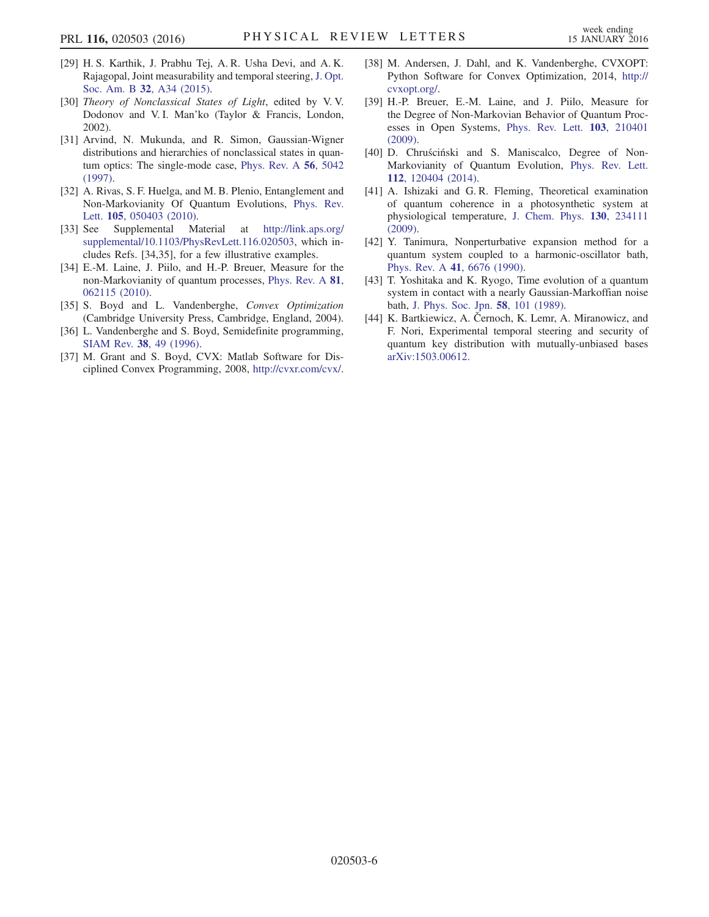[29] H. S. Karthik, J. Prabhu Tej, A. R. Usha Devi, and A. K. Rajagopal, Joint measurability and temporal steering, J. Opt. Soc. Am. B **32**, A34 (2015).

[30] *Theory of Nonclassical States of Light*, edited by V. V. Dodonov and V. I. Man'ko (Taylor & Francis, London, 2002).

[31] Arvind, N. Mukunda, and R. Simon, Gaussian-Wigner distributions and hierarchies of nonclassical states in quantum optics: The single-mode case, Phys. Rev. A **56**, 5042 (1997).

[32] A. Rivas, S. F. Huelga, and M. B. Plenio, Entanglement and Non-Markovianity Of Quantum Evolutions, Phys. Rev. Lett. **105**, 050403 (2010).

[33] See Supplemental Material at http://link.aps.org/supplemental/10.1103/PhysRevLett.116.020503, which includes Refs. [34,35], for a few illustrative examples.

[34] E.-M. Laine, J. Piilo, and H.-P. Breuer, Measure for the non-Markovianity of quantum processes, Phys. Rev. A **81**, 062115 (2010).

[35] S. Boyd and L. Vandenberghe, *Convex Optimization* (Cambridge University Press, Cambridge, England, 2004).

[36] L. Vandenberghe and S. Boyd, Semidefinite programming, SIAM Rev. **38**, 49 (1996).

[37] M. Grant and S. Boyd, CVX: Matlab Software for Disciplined Convex Programming, 2008, http://cvxr.com/cvx/.

[38] M. Andersen, J. Dahl, and K. Vandenberghe, CVXOPT: Python Software for Convex Optimization, 2014, http://cvxopt.org/.

[39] H.-P. Breuer, E.-M. Laine, and J. Piilo, Measure for the Degree of Non-Markovian Behavior of Quantum Processes in Open Systems, Phys. Rev. Lett. **103**, 210401 (2009).

[40] D. Chruściński and S. Maniscalco, Degree of Non-Markovianity of Quantum Evolution, Phys. Rev. Lett. **112**, 120404 (2014).

[41] A. Ishizaki and G. R. Fleming, Theoretical examination of quantum coherence in a photosynthetic system at physiological temperature, J. Chem. Phys. **130**, 234111 (2009).

[42] Y. Tanimura, Nonperturbative expansion method for a quantum system coupled to a harmonic-oscillator bath, Phys. Rev. A **41**, 6676 (1990).

[43] T. Yoshitaka and K. Ryogo, Time evolution of a quantum system in contact with a nearly Gaussian-Markoffian noise bath, J. Phys. Soc. Jpn. **58**, 101 (1989).

[44] K. Bartkiewicz, A. Černoch, K. Lemr, A. Miranowicz, and F. Nori, Experimental temporal steering and security of quantum key distribution with mutually-unbiased bases arXiv:1503.00612.